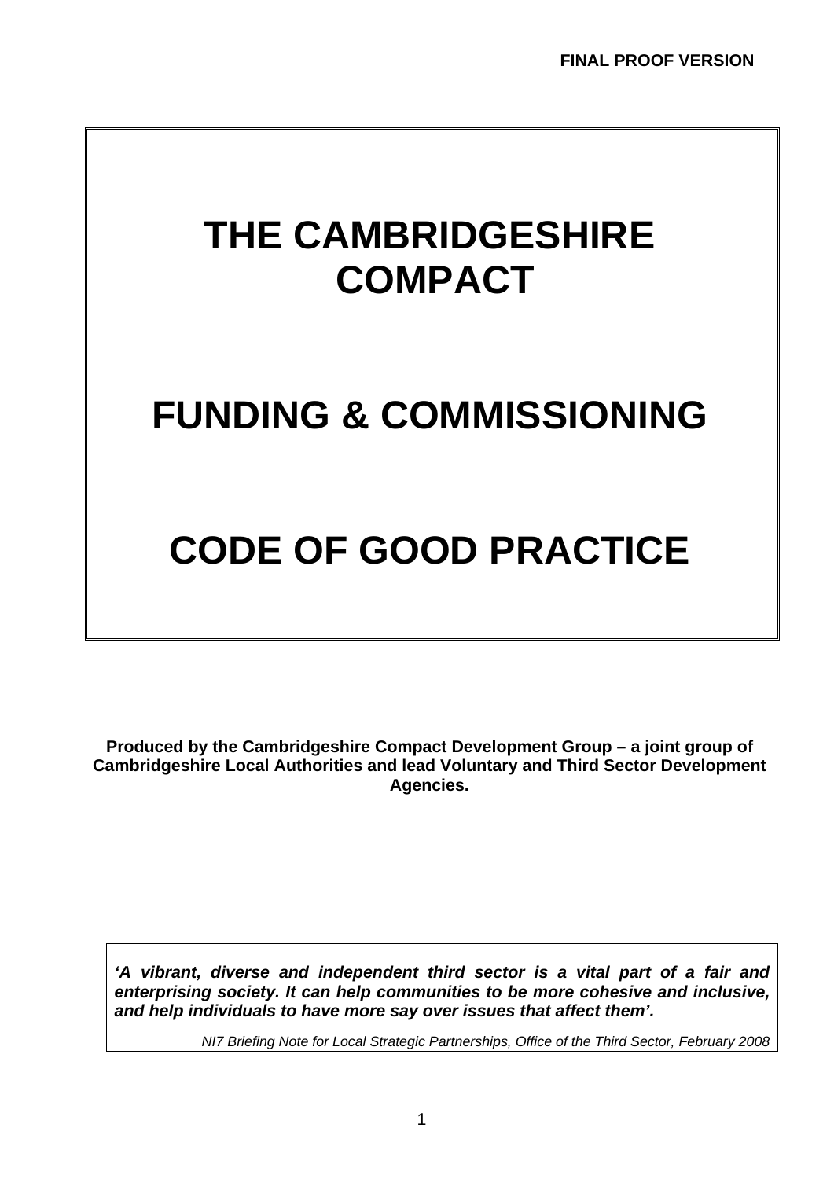**FINAL PROOF VERSION**

# THE CAMBRIDGESHIRE COMPACT

# FUNDING & COMMISSIONING

# CODE OF GOOD PRACTICE

**Produced by the Cambridgeshire Compact Development Group – a joint group of Cambridgeshire Local Authorities and lead Voluntary and Third Sector Development Agencies.**

***'A vibrant, diverse and independent third sector is a vital part of a fair and enterprising society. It can help communities to be more cohesive and inclusive, and help individuals to have more say over issues that affect them'.***

*NI7 Briefing Note for Local Strategic Partnerships, Office of the Third Sector, February 2008*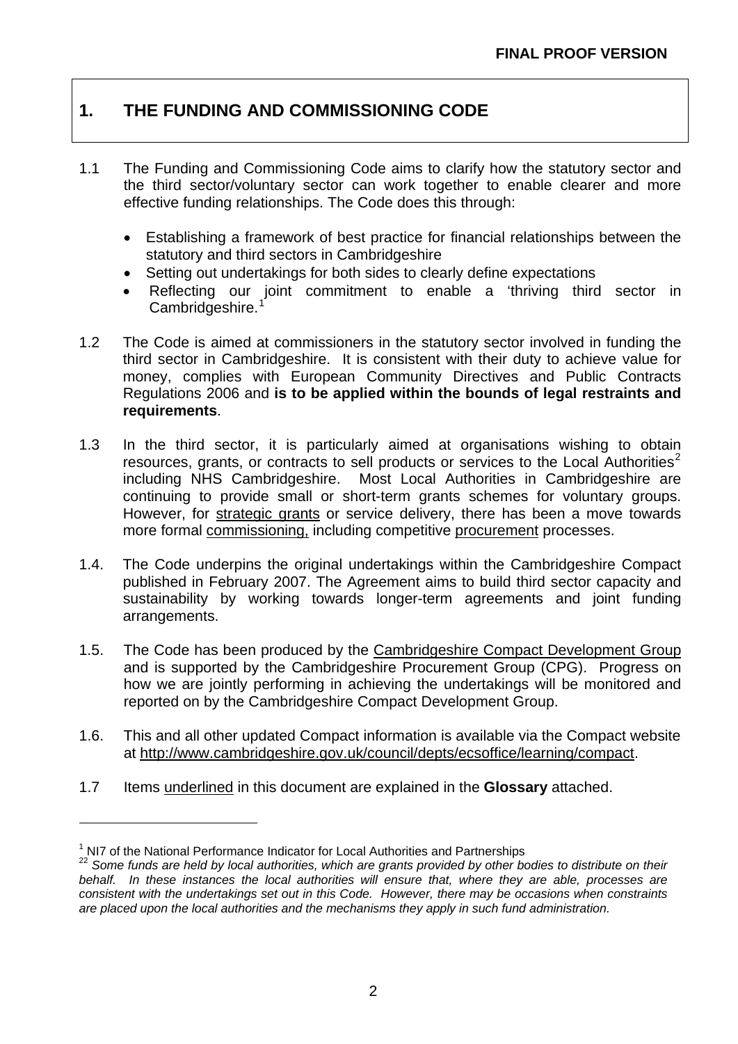FINAL PROOF VERSION

# 1. THE FUNDING AND COMMISSIONING CODE

1.1 The Funding and Commissioning Code aims to clarify how the statutory sector and the third sector/voluntary sector can work together to enable clearer and more effective funding relationships. The Code does this through:

- Establishing a framework of best practice for financial relationships between the statutory and third sectors in Cambridgeshire
- Setting out undertakings for both sides to clearly define expectations
- Reflecting our joint commitment to enable a 'thriving third sector in Cambridgeshire.[1]

1.2 The Code is aimed at commissioners in the statutory sector involved in funding the third sector in Cambridgeshire. It is consistent with their duty to achieve value for money, complies with European Community Directives and Public Contracts Regulations 2006 and **is to be applied within the bounds of legal restraints and requirements**.

1.3 In the third sector, it is particularly aimed at organisations wishing to obtain resources, grants, or contracts to sell products or services to the Local Authorities[2] including NHS Cambridgeshire. Most Local Authorities in Cambridgeshire are continuing to provide small or short-term grants schemes for voluntary groups. However, for strategic grants or service delivery, there has been a move towards more formal commissioning, including competitive procurement processes.

1.4. The Code underpins the original undertakings within the Cambridgeshire Compact published in February 2007. The Agreement aims to build third sector capacity and sustainability by working towards longer-term agreements and joint funding arrangements.

1.5. The Code has been produced by the Cambridgeshire Compact Development Group and is supported by the Cambridgeshire Procurement Group (CPG). Progress on how we are jointly performing in achieving the undertakings will be monitored and reported on by the Cambridgeshire Compact Development Group.

1.6. This and all other updated Compact information is available via the Compact website at http://www.cambridgeshire.gov.uk/council/depts/ecsoffice/learning/compact.

1.7 Items underlined in this document are explained in the **Glossary** attached.

---

[1] NI7 of the National Performance Indicator for Local Authorities and Partnerships

[22] *Some funds are held by local authorities, which are grants provided by other bodies to distribute on their behalf. In these instances the local authorities will ensure that, where they are able, processes are consistent with the undertakings set out in this Code. However, there may be occasions when constraints are placed upon the local authorities and the mechanisms they apply in such fund administration.*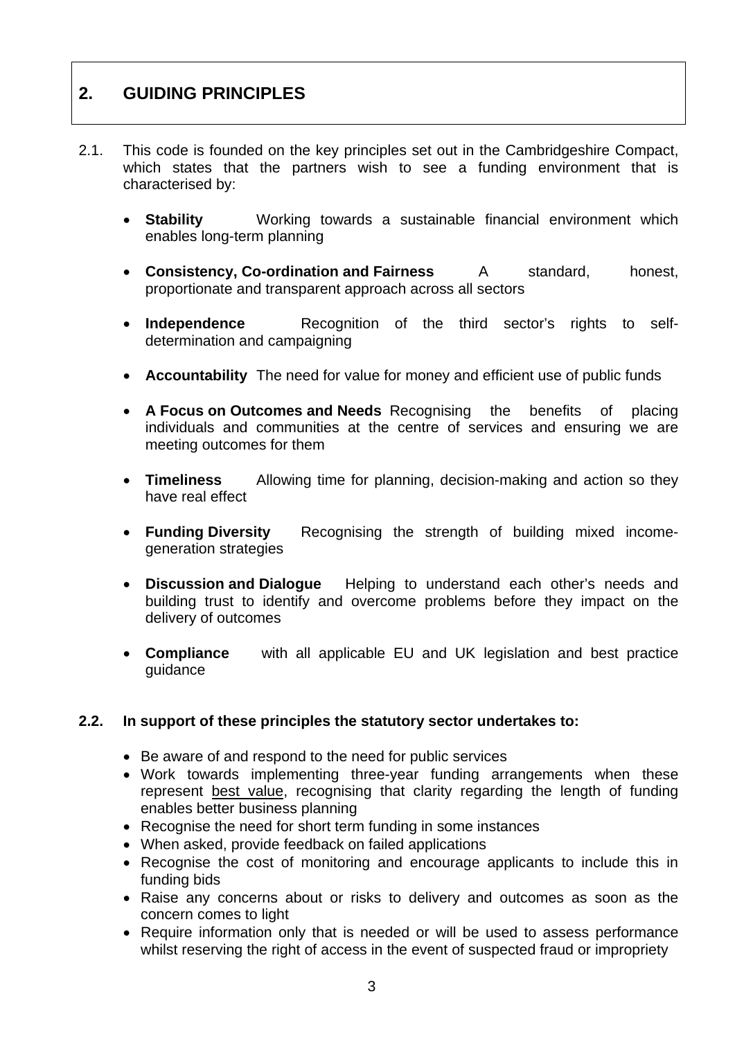## 2. GUIDING PRINCIPLES

2.1. This code is founded on the key principles set out in the Cambridgeshire Compact, which states that the partners wish to see a funding environment that is characterised by:

- **Stability** Working towards a sustainable financial environment which enables long-term planning
- **Consistency, Co-ordination and Fairness** A standard, honest, proportionate and transparent approach across all sectors
- **Independence** Recognition of the third sector's rights to self-determination and campaigning
- **Accountability** The need for value for money and efficient use of public funds
- **A Focus on Outcomes and Needs** Recognising the benefits of placing individuals and communities at the centre of services and ensuring we are meeting outcomes for them
- **Timeliness** Allowing time for planning, decision-making and action so they have real effect
- **Funding Diversity** Recognising the strength of building mixed income-generation strategies
- **Discussion and Dialogue** Helping to understand each other's needs and building trust to identify and overcome problems before they impact on the delivery of outcomes
- **Compliance** with all applicable EU and UK legislation and best practice guidance

**2.2. In support of these principles the statutory sector undertakes to:**

- Be aware of and respond to the need for public services
- Work towards implementing three-year funding arrangements when these represent best value, recognising that clarity regarding the length of funding enables better business planning
- Recognise the need for short term funding in some instances
- When asked, provide feedback on failed applications
- Recognise the cost of monitoring and encourage applicants to include this in funding bids
- Raise any concerns about or risks to delivery and outcomes as soon as the concern comes to light
- Require information only that is needed or will be used to assess performance whilst reserving the right of access in the event of suspected fraud or impropriety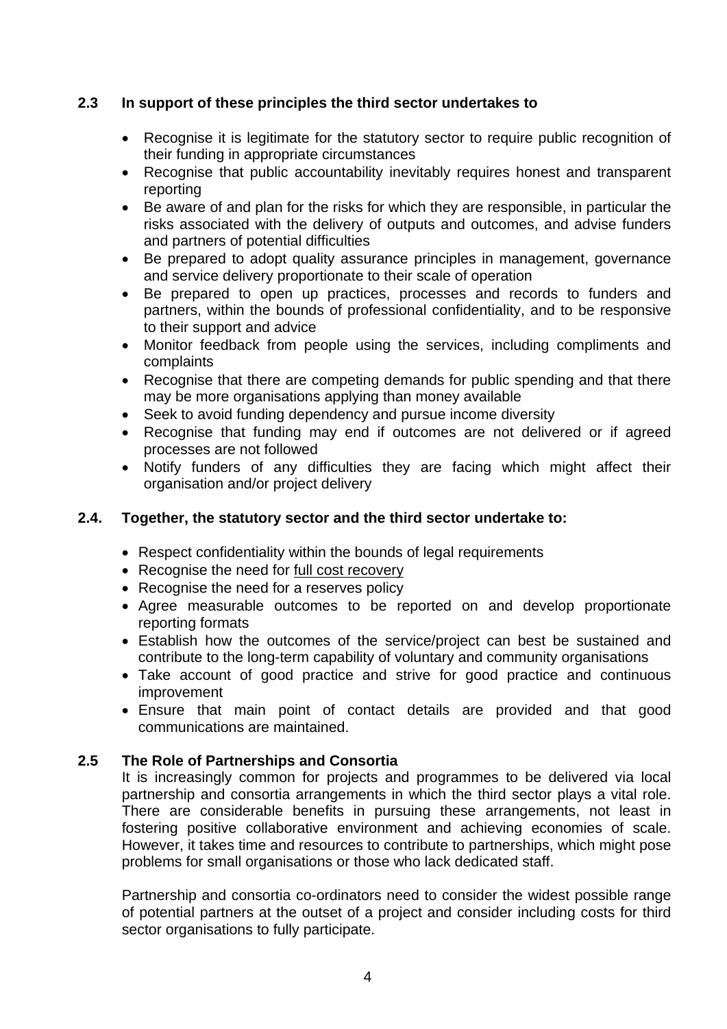### 2.3 In support of these principles the third sector undertakes to

- Recognise it is legitimate for the statutory sector to require public recognition of their funding in appropriate circumstances
- Recognise that public accountability inevitably requires honest and transparent reporting
- Be aware of and plan for the risks for which they are responsible, in particular the risks associated with the delivery of outputs and outcomes, and advise funders and partners of potential difficulties
- Be prepared to adopt quality assurance principles in management, governance and service delivery proportionate to their scale of operation
- Be prepared to open up practices, processes and records to funders and partners, within the bounds of professional confidentiality, and to be responsive to their support and advice
- Monitor feedback from people using the services, including compliments and complaints
- Recognise that there are competing demands for public spending and that there may be more organisations applying than money available
- Seek to avoid funding dependency and pursue income diversity
- Recognise that funding may end if outcomes are not delivered or if agreed processes are not followed
- Notify funders of any difficulties they are facing which might affect their organisation and/or project delivery

### 2.4. Together, the statutory sector and the third sector undertake to:

- Respect confidentiality within the bounds of legal requirements
- Recognise the need for full cost recovery
- Recognise the need for a reserves policy
- Agree measurable outcomes to be reported on and develop proportionate reporting formats
- Establish how the outcomes of the service/project can best be sustained and contribute to the long-term capability of voluntary and community organisations
- Take account of good practice and strive for good practice and continuous improvement
- Ensure that main point of contact details are provided and that good communications are maintained.

### 2.5 The Role of Partnerships and Consortia

It is increasingly common for projects and programmes to be delivered via local partnership and consortia arrangements in which the third sector plays a vital role. There are considerable benefits in pursuing these arrangements, not least in fostering positive collaborative environment and achieving economies of scale. However, it takes time and resources to contribute to partnerships, which might pose problems for small organisations or those who lack dedicated staff.

Partnership and consortia co-ordinators need to consider the widest possible range of potential partners at the outset of a project and consider including costs for third sector organisations to fully participate.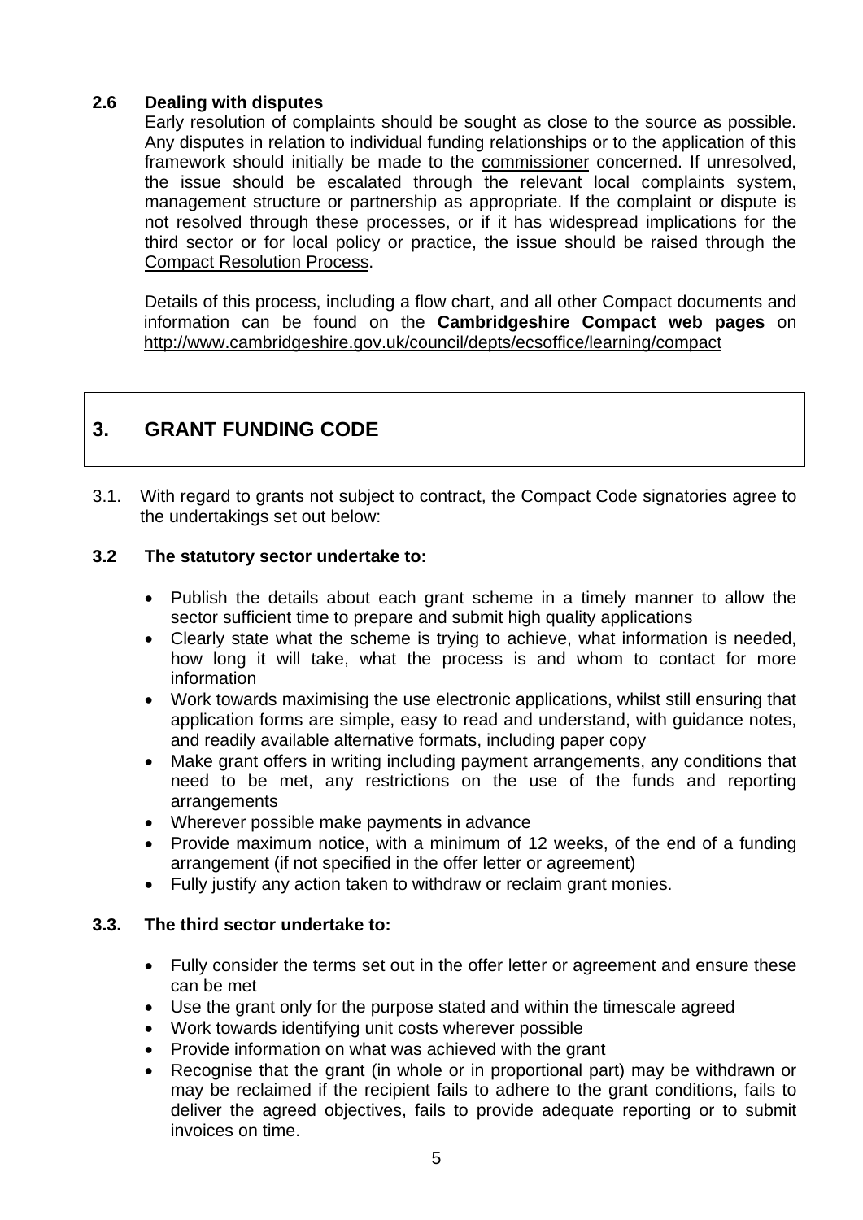### 2.6 Dealing with disputes

Early resolution of complaints should be sought as close to the source as possible. Any disputes in relation to individual funding relationships or to the application of this framework should initially be made to the commissioner concerned. If unresolved, the issue should be escalated through the relevant local complaints system, management structure or partnership as appropriate. If the complaint or dispute is not resolved through these processes, or if it has widespread implications for the third sector or for local policy or practice, the issue should be raised through the Compact Resolution Process.

Details of this process, including a flow chart, and all other Compact documents and information can be found on the **Cambridgeshire Compact web pages** on http://www.cambridgeshire.gov.uk/council/depts/ecsoffice/learning/compact

## 3. GRANT FUNDING CODE

3.1. With regard to grants not subject to contract, the Compact Code signatories agree to the undertakings set out below:

### 3.2 The statutory sector undertake to:

- Publish the details about each grant scheme in a timely manner to allow the sector sufficient time to prepare and submit high quality applications
- Clearly state what the scheme is trying to achieve, what information is needed, how long it will take, what the process is and whom to contact for more information
- Work towards maximising the use electronic applications, whilst still ensuring that application forms are simple, easy to read and understand, with guidance notes, and readily available alternative formats, including paper copy
- Make grant offers in writing including payment arrangements, any conditions that need to be met, any restrictions on the use of the funds and reporting arrangements
- Wherever possible make payments in advance
- Provide maximum notice, with a minimum of 12 weeks, of the end of a funding arrangement (if not specified in the offer letter or agreement)
- Fully justify any action taken to withdraw or reclaim grant monies.

### 3.3. The third sector undertake to:

- Fully consider the terms set out in the offer letter or agreement and ensure these can be met
- Use the grant only for the purpose stated and within the timescale agreed
- Work towards identifying unit costs wherever possible
- Provide information on what was achieved with the grant
- Recognise that the grant (in whole or in proportional part) may be withdrawn or may be reclaimed if the recipient fails to adhere to the grant conditions, fails to deliver the agreed objectives, fails to provide adequate reporting or to submit invoices on time.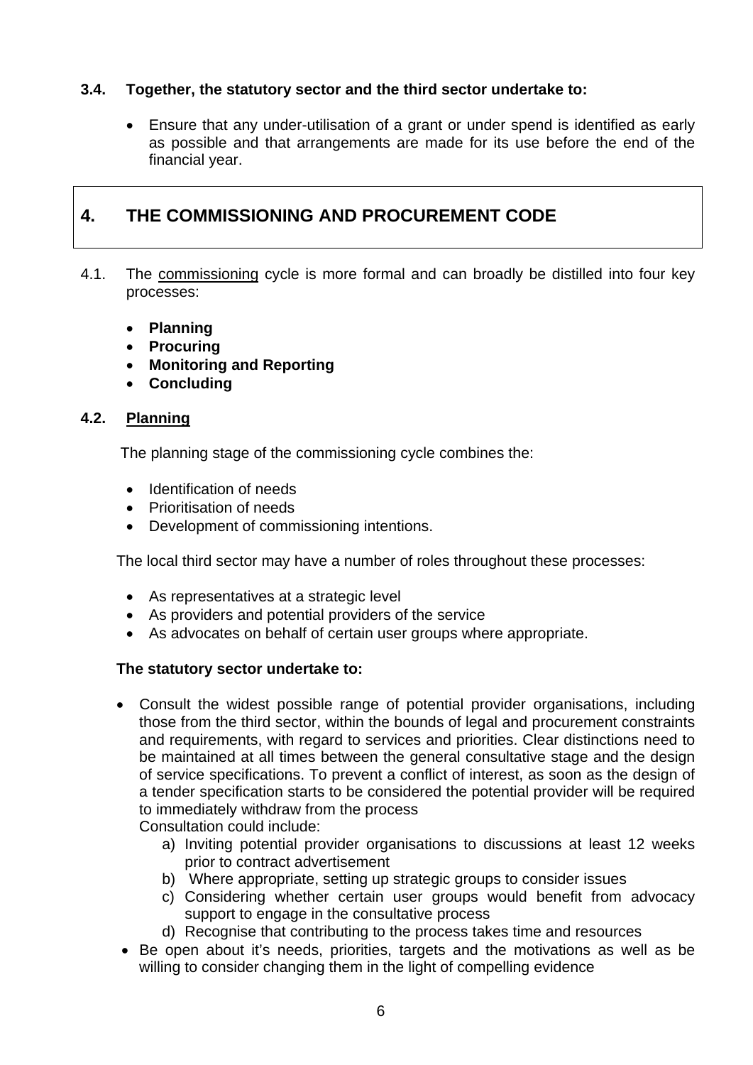**3.4. Together, the statutory sector and the third sector undertake to:**

- Ensure that any under-utilisation of a grant or under spend is identified as early as possible and that arrangements are made for its use before the end of the financial year.

## 4. THE COMMISSIONING AND PROCUREMENT CODE

4.1. The commissioning cycle is more formal and can broadly be distilled into four key processes:

- **Planning**
- **Procuring**
- **Monitoring and Reporting**
- **Concluding**

### 4.2. Planning

The planning stage of the commissioning cycle combines the:

- Identification of needs
- Prioritisation of needs
- Development of commissioning intentions.

The local third sector may have a number of roles throughout these processes:

- As representatives at a strategic level
- As providers and potential providers of the service
- As advocates on behalf of certain user groups where appropriate.

**The statutory sector undertake to:**

- Consult the widest possible range of potential provider organisations, including those from the third sector, within the bounds of legal and procurement constraints and requirements, with regard to services and priorities. Clear distinctions need to be maintained at all times between the general consultative stage and the design of service specifications. To prevent a conflict of interest, as soon as the design of a tender specification starts to be considered the potential provider will be required to immediately withdraw from the process
  Consultation could include:
  a) Inviting potential provider organisations to discussions at least 12 weeks prior to contract advertisement
  b) Where appropriate, setting up strategic groups to consider issues
  c) Considering whether certain user groups would benefit from advocacy support to engage in the consultative process
  d) Recognise that contributing to the process takes time and resources
- Be open about it's needs, priorities, targets and the motivations as well as be willing to consider changing them in the light of compelling evidence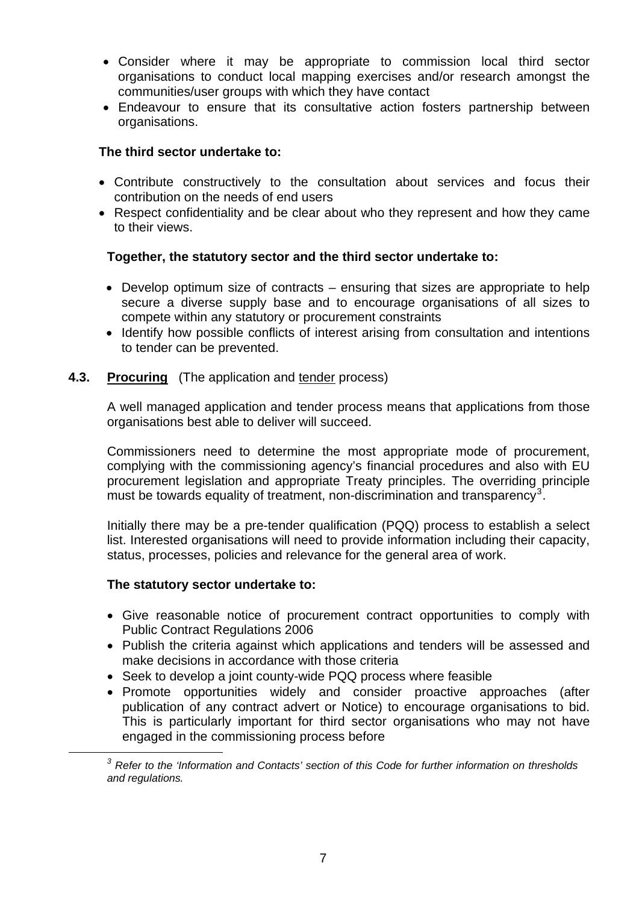- Consider where it may be appropriate to commission local third sector organisations to conduct local mapping exercises and/or research amongst the communities/user groups with which they have contact
- Endeavour to ensure that its consultative action fosters partnership between organisations.

**The third sector undertake to:**

- Contribute constructively to the consultation about services and focus their contribution on the needs of end users
- Respect confidentiality and be clear about who they represent and how they came to their views.

**Together, the statutory sector and the third sector undertake to:**

- Develop optimum size of contracts – ensuring that sizes are appropriate to help secure a diverse supply base and to encourage organisations of all sizes to compete within any statutory or procurement constraints
- Identify how possible conflicts of interest arising from consultation and intentions to tender can be prevented.

### 4.3. <u>Procuring</u> (The application and <u>tender</u> process)

A well managed application and tender process means that applications from those organisations best able to deliver will succeed.

Commissioners need to determine the most appropriate mode of procurement, complying with the commissioning agency's financial procedures and also with EU procurement legislation and appropriate Treaty principles. The overriding principle must be towards equality of treatment, non-discrimination and transparency[3].

Initially there may be a pre-tender qualification (PQQ) process to establish a select list. Interested organisations will need to provide information including their capacity, status, processes, policies and relevance for the general area of work.

**The statutory sector undertake to:**

- Give reasonable notice of procurement contract opportunities to comply with Public Contract Regulations 2006
- Publish the criteria against which applications and tenders will be assessed and make decisions in accordance with those criteria
- Seek to develop a joint county-wide PQQ process where feasible
- Promote opportunities widely and consider proactive approaches (after publication of any contract advert or Notice) to encourage organisations to bid. This is particularly important for third sector organisations who may not have engaged in the commissioning process before

---

*[3] Refer to the 'Information and Contacts' section of this Code for further information on thresholds and regulations.*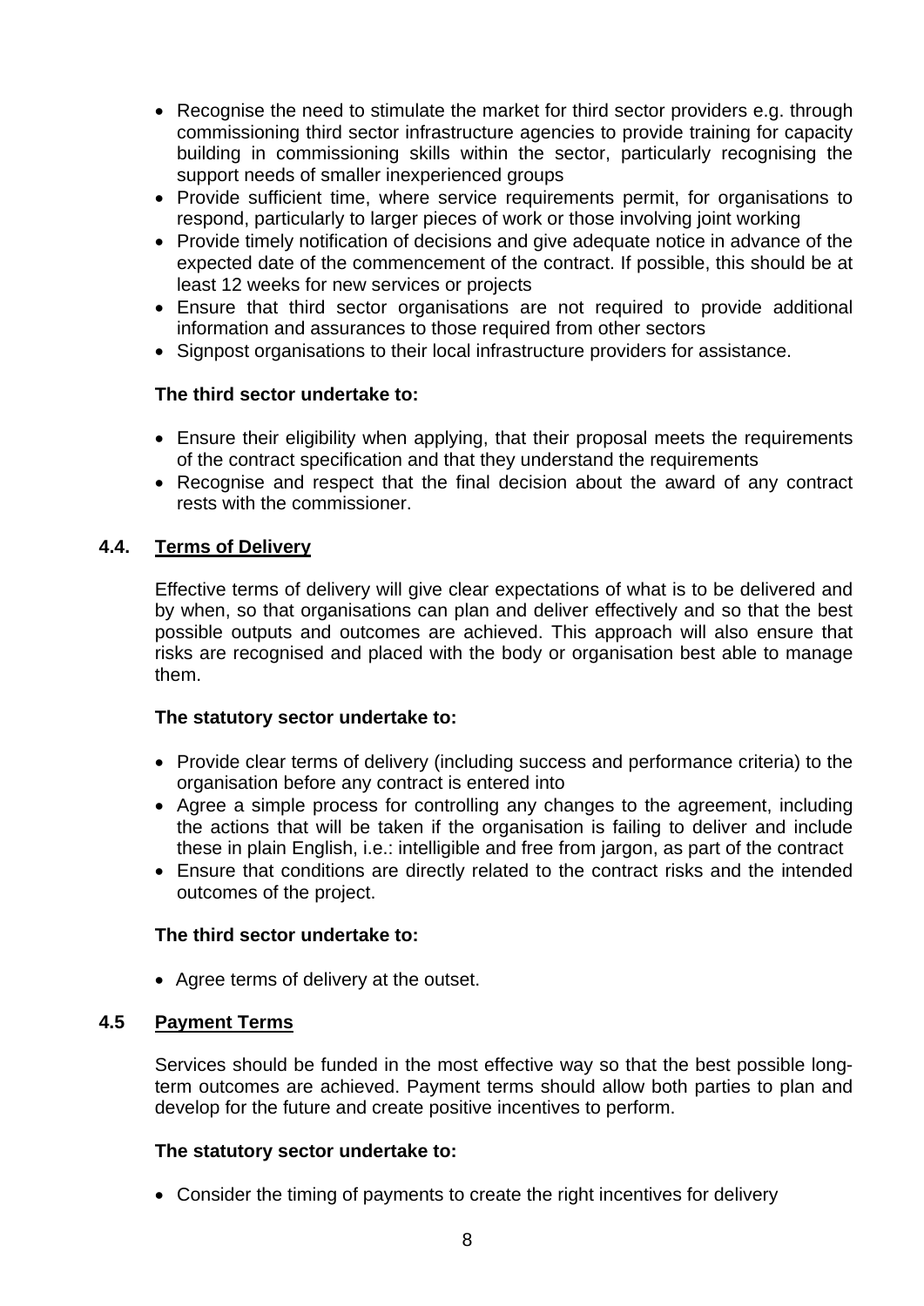- Recognise the need to stimulate the market for third sector providers e.g. through commissioning third sector infrastructure agencies to provide training for capacity building in commissioning skills within the sector, particularly recognising the support needs of smaller inexperienced groups
- Provide sufficient time, where service requirements permit, for organisations to respond, particularly to larger pieces of work or those involving joint working
- Provide timely notification of decisions and give adequate notice in advance of the expected date of the commencement of the contract. If possible, this should be at least 12 weeks for new services or projects
- Ensure that third sector organisations are not required to provide additional information and assurances to those required from other sectors
- Signpost organisations to their local infrastructure providers for assistance.

**The third sector undertake to:**

- Ensure their eligibility when applying, that their proposal meets the requirements of the contract specification and that they understand the requirements
- Recognise and respect that the final decision about the award of any contract rests with the commissioner.

### 4.4. Terms of Delivery

Effective terms of delivery will give clear expectations of what is to be delivered and by when, so that organisations can plan and deliver effectively and so that the best possible outputs and outcomes are achieved. This approach will also ensure that risks are recognised and placed with the body or organisation best able to manage them.

**The statutory sector undertake to:**

- Provide clear terms of delivery (including success and performance criteria) to the organisation before any contract is entered into
- Agree a simple process for controlling any changes to the agreement, including the actions that will be taken if the organisation is failing to deliver and include these in plain English, i.e.: intelligible and free from jargon, as part of the contract
- Ensure that conditions are directly related to the contract risks and the intended outcomes of the project.

**The third sector undertake to:**

- Agree terms of delivery at the outset.

### 4.5 Payment Terms

Services should be funded in the most effective way so that the best possible long-term outcomes are achieved. Payment terms should allow both parties to plan and develop for the future and create positive incentives to perform.

**The statutory sector undertake to:**

- Consider the timing of payments to create the right incentives for delivery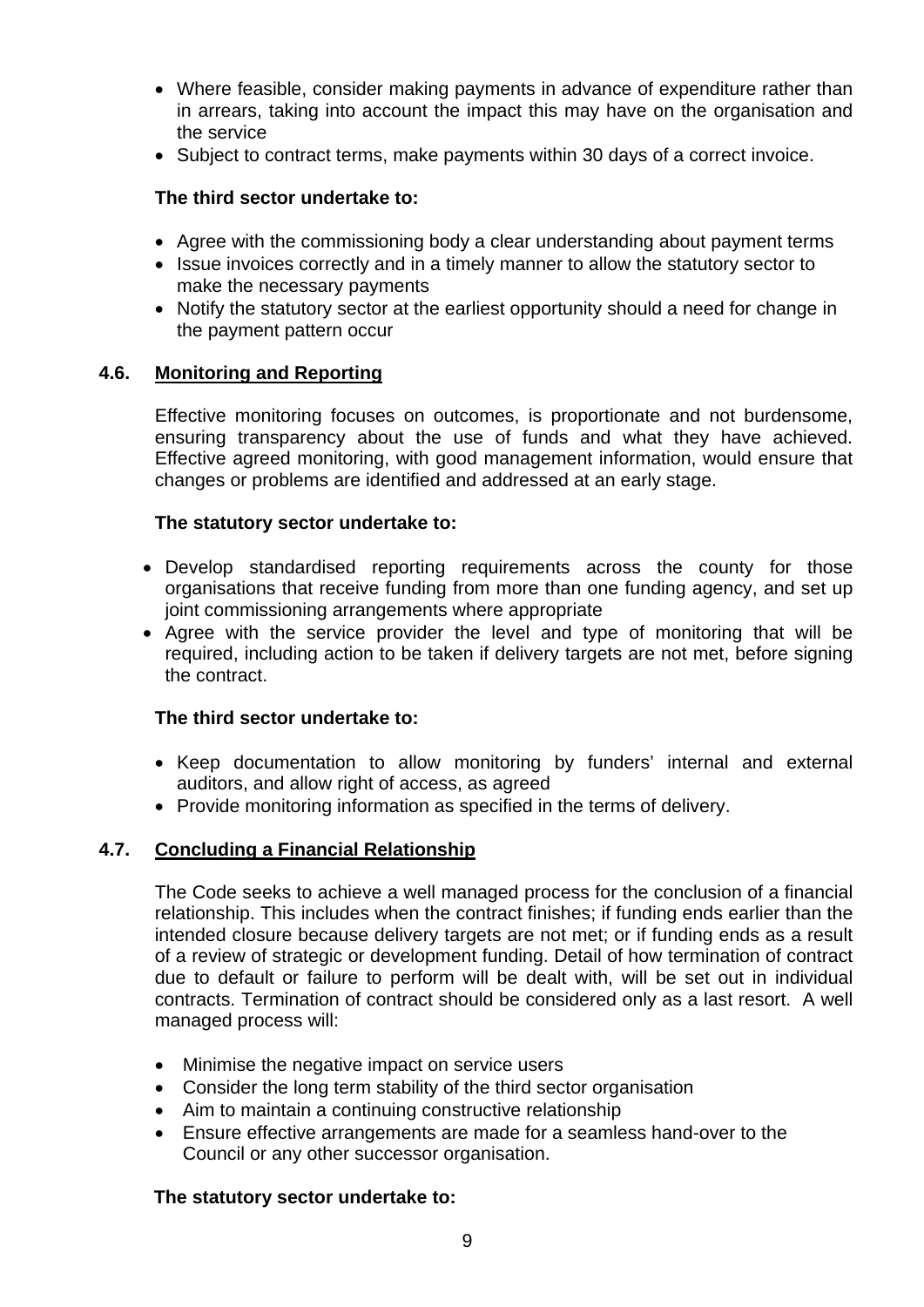- Where feasible, consider making payments in advance of expenditure rather than in arrears, taking into account the impact this may have on the organisation and the service
- Subject to contract terms, make payments within 30 days of a correct invoice.

**The third sector undertake to:**

- Agree with the commissioning body a clear understanding about payment terms
- Issue invoices correctly and in a timely manner to allow the statutory sector to make the necessary payments
- Notify the statutory sector at the earliest opportunity should a need for change in the payment pattern occur

### 4.6. Monitoring and Reporting

Effective monitoring focuses on outcomes, is proportionate and not burdensome, ensuring transparency about the use of funds and what they have achieved. Effective agreed monitoring, with good management information, would ensure that changes or problems are identified and addressed at an early stage.

**The statutory sector undertake to:**

- Develop standardised reporting requirements across the county for those organisations that receive funding from more than one funding agency, and set up joint commissioning arrangements where appropriate
- Agree with the service provider the level and type of monitoring that will be required, including action to be taken if delivery targets are not met, before signing the contract.

**The third sector undertake to:**

- Keep documentation to allow monitoring by funders' internal and external auditors, and allow right of access, as agreed
- Provide monitoring information as specified in the terms of delivery.

### 4.7. Concluding a Financial Relationship

The Code seeks to achieve a well managed process for the conclusion of a financial relationship. This includes when the contract finishes; if funding ends earlier than the intended closure because delivery targets are not met; or if funding ends as a result of a review of strategic or development funding. Detail of how termination of contract due to default or failure to perform will be dealt with, will be set out in individual contracts. Termination of contract should be considered only as a last resort. A well managed process will:

- Minimise the negative impact on service users
- Consider the long term stability of the third sector organisation
- Aim to maintain a continuing constructive relationship
- Ensure effective arrangements are made for a seamless hand-over to the Council or any other successor organisation.

**The statutory sector undertake to:**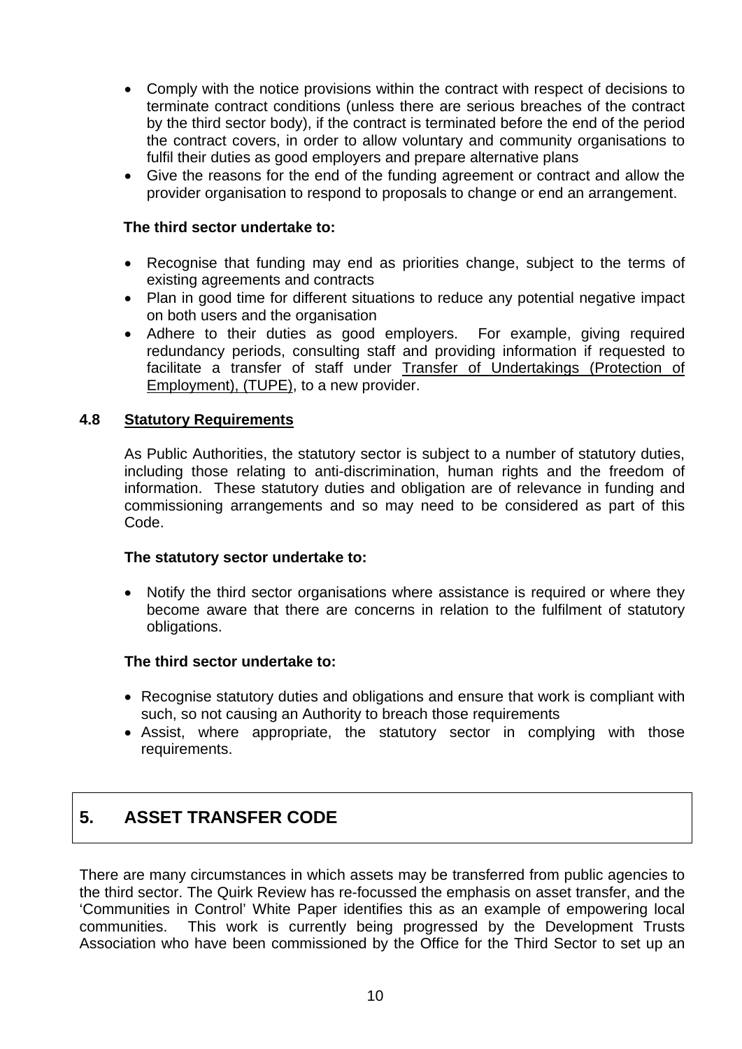- Comply with the notice provisions within the contract with respect of decisions to terminate contract conditions (unless there are serious breaches of the contract by the third sector body), if the contract is terminated before the end of the period the contract covers, in order to allow voluntary and community organisations to fulfil their duties as good employers and prepare alternative plans
- Give the reasons for the end of the funding agreement or contract and allow the provider organisation to respond to proposals to change or end an arrangement.

**The third sector undertake to:**

- Recognise that funding may end as priorities change, subject to the terms of existing agreements and contracts
- Plan in good time for different situations to reduce any potential negative impact on both users and the organisation
- Adhere to their duties as good employers. For example, giving required redundancy periods, consulting staff and providing information if requested to facilitate a transfer of staff under Transfer of Undertakings (Protection of Employment), (TUPE), to a new provider.

### 4.8 Statutory Requirements

As Public Authorities, the statutory sector is subject to a number of statutory duties, including those relating to anti-discrimination, human rights and the freedom of information. These statutory duties and obligation are of relevance in funding and commissioning arrangements and so may need to be considered as part of this Code.

**The statutory sector undertake to:**

- Notify the third sector organisations where assistance is required or where they become aware that there are concerns in relation to the fulfilment of statutory obligations.

**The third sector undertake to:**

- Recognise statutory duties and obligations and ensure that work is compliant with such, so not causing an Authority to breach those requirements
- Assist, where appropriate, the statutory sector in complying with those requirements.

## 5. ASSET TRANSFER CODE

There are many circumstances in which assets may be transferred from public agencies to the third sector. The Quirk Review has re-focussed the emphasis on asset transfer, and the 'Communities in Control' White Paper identifies this as an example of empowering local communities. This work is currently being progressed by the Development Trusts Association who have been commissioned by the Office for the Third Sector to set up an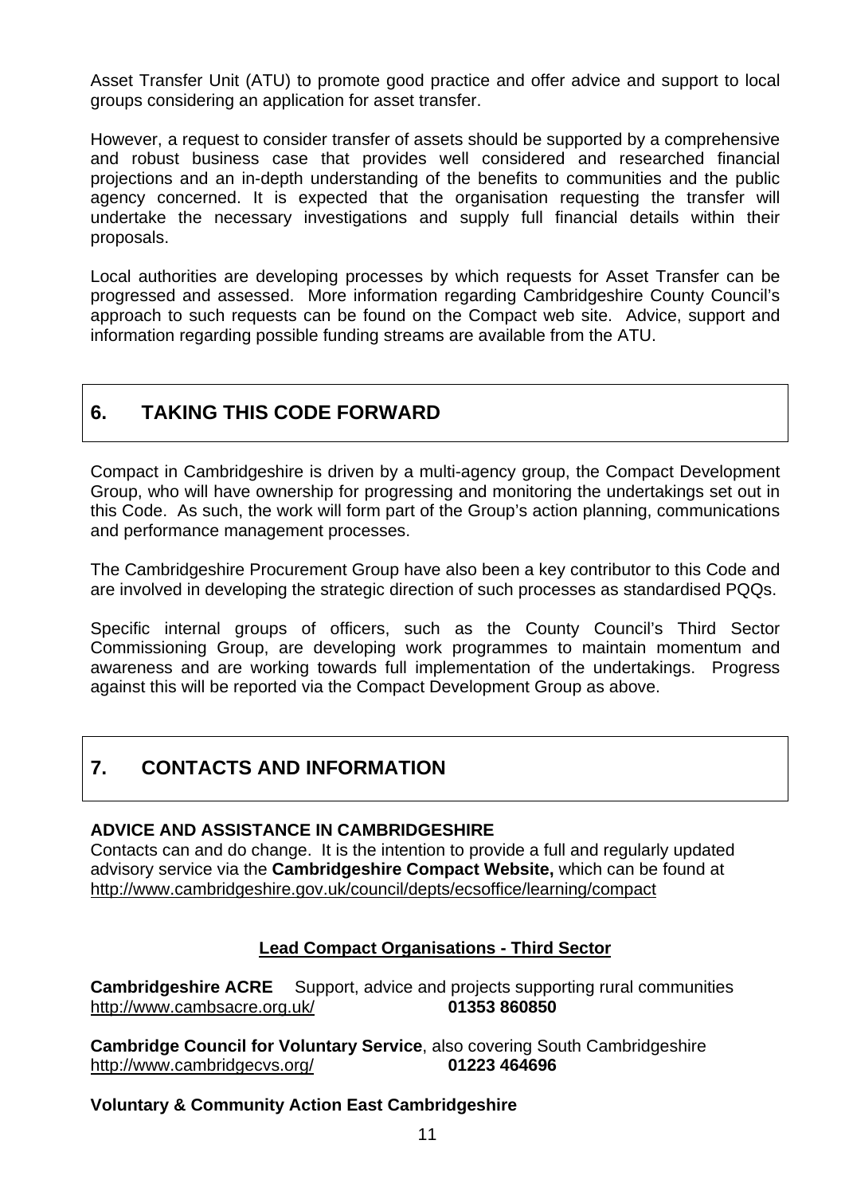Asset Transfer Unit (ATU) to promote good practice and offer advice and support to local groups considering an application for asset transfer.

However, a request to consider transfer of assets should be supported by a comprehensive and robust business case that provides well considered and researched financial projections and an in-depth understanding of the benefits to communities and the public agency concerned. It is expected that the organisation requesting the transfer will undertake the necessary investigations and supply full financial details within their proposals.

Local authorities are developing processes by which requests for Asset Transfer can be progressed and assessed. More information regarding Cambridgeshire County Council's approach to such requests can be found on the Compact web site. Advice, support and information regarding possible funding streams are available from the ATU.

## 6. TAKING THIS CODE FORWARD

Compact in Cambridgeshire is driven by a multi-agency group, the Compact Development Group, who will have ownership for progressing and monitoring the undertakings set out in this Code. As such, the work will form part of the Group's action planning, communications and performance management processes.

The Cambridgeshire Procurement Group have also been a key contributor to this Code and are involved in developing the strategic direction of such processes as standardised PQQs.

Specific internal groups of officers, such as the County Council's Third Sector Commissioning Group, are developing work programmes to maintain momentum and awareness and are working towards full implementation of the undertakings. Progress against this will be reported via the Compact Development Group as above.

## 7. CONTACTS AND INFORMATION

**ADVICE AND ASSISTANCE IN CAMBRIDGESHIRE**

Contacts can and do change. It is the intention to provide a full and regularly updated advisory service via the **Cambridgeshire Compact Website,** which can be found at http://www.cambridgeshire.gov.uk/council/depts/ecsoffice/learning/compact

**Lead Compact Organisations - Third Sector**

**Cambridgeshire ACRE** Support, advice and projects supporting rural communities
http://www.cambsacre.org.uk/ **01353 860850**

**Cambridge Council for Voluntary Service**, also covering South Cambridgeshire
http://www.cambridgecvs.org/ **01223 464696**

**Voluntary & Community Action East Cambridgeshire**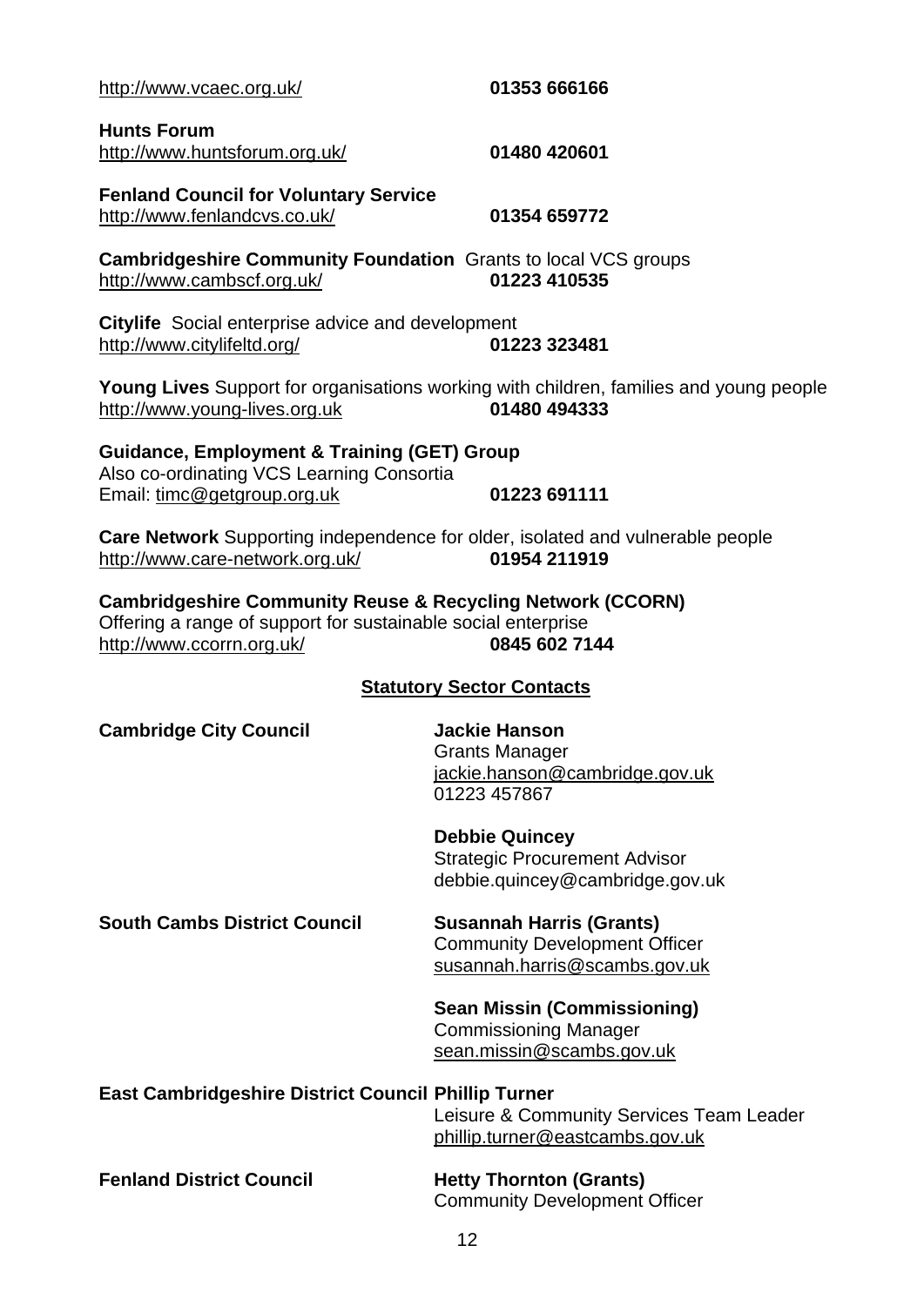http://www.vcaec.org.uk/ **01353 666166**

**Hunts Forum**
http://www.huntsforum.org.uk/ **01480 420601**

**Fenland Council for Voluntary Service**
http://www.fenlandcvs.co.uk/ **01354 659772**

**Cambridgeshire Community Foundation** Grants to local VCS groups
http://www.cambscf.org.uk/ **01223 410535**

**Citylife** Social enterprise advice and development
http://www.citylifeltd.org/ **01223 323481**

**Young Lives** Support for organisations working with children, families and young people
http://www.young-lives.org.uk **01480 494333**

**Guidance, Employment & Training (GET) Group**
Also co-ordinating VCS Learning Consortia
Email: timc@getgroup.org.uk **01223 691111**

**Care Network** Supporting independence for older, isolated and vulnerable people
http://www.care-network.org.uk/ **01954 211919**

**Cambridgeshire Community Reuse & Recycling Network (CCORN)**
Offering a range of support for sustainable social enterprise
http://www.ccorrn.org.uk/ **0845 602 7144**

## Statutory Sector Contacts

**Cambridge City Council**

**Jackie Hanson**
Grants Manager
jackie.hanson@cambridge.gov.uk
01223 457867

**Debbie Quincey**
Strategic Procurement Advisor
debbie.quincey@cambridge.gov.uk

**South Cambs District Council**

**Susannah Harris (Grants)**
Community Development Officer
susannah.harris@scambs.gov.uk

**Sean Missin (Commissioning)**
Commissioning Manager
sean.missin@scambs.gov.uk

**East Cambridgeshire District Council**

**Phillip Turner**
Leisure & Community Services Team Leader
phillip.turner@eastcambs.gov.uk

**Fenland District Council**

**Hetty Thornton (Grants)**
Community Development Officer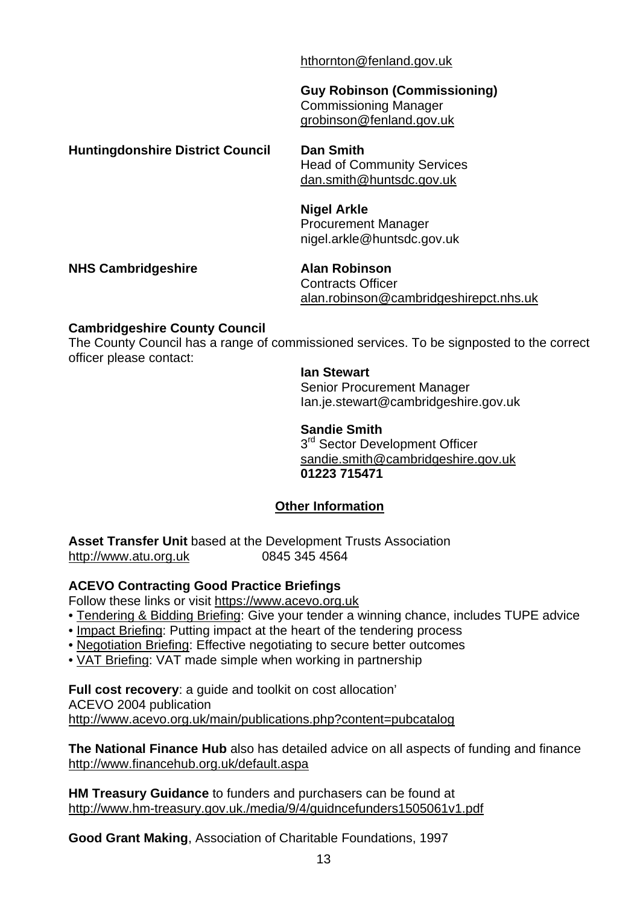hthornton@fenland.gov.uk

**Guy Robinson (Commissioning)**
Commissioning Manager
grobinson@fenland.gov.uk

**Huntingdonshire District Council**

**Dan Smith**
Head of Community Services
dan.smith@huntsdc.gov.uk

**Nigel Arkle**
Procurement Manager
nigel.arkle@huntsdc.gov.uk

**NHS Cambridgeshire**

**Alan Robinson**
Contracts Officer
alan.robinson@cambridgeshirepct.nhs.uk

**Cambridgeshire County Council**

The County Council has a range of commissioned services. To be signposted to the correct officer please contact:

**Ian Stewart**
Senior Procurement Manager
Ian.je.stewart@cambridgeshire.gov.uk

**Sandie Smith**
3rd Sector Development Officer
sandie.smith@cambridgeshire.gov.uk
**01223 715471**

## Other Information

**Asset Transfer Unit** based at the Development Trusts Association
http://www.atu.org.uk 0845 345 4564

**ACEVO Contracting Good Practice Briefings**

Follow these links or visit https://www.acevo.org.uk

- Tendering & Bidding Briefing: Give your tender a winning chance, includes TUPE advice
- Impact Briefing: Putting impact at the heart of the tendering process
- Negotiation Briefing: Effective negotiating to secure better outcomes
- VAT Briefing: VAT made simple when working in partnership

**Full cost recovery**: a guide and toolkit on cost allocation'
ACEVO 2004 publication
http://www.acevo.org.uk/main/publications.php?content=pubcatalog

**The National Finance Hub** also has detailed advice on all aspects of funding and finance
http://www.financehub.org.uk/default.aspa

**HM Treasury Guidance** to funders and purchasers can be found at
http://www.hm-treasury.gov.uk./media/9/4/guidncefunders1505061v1.pdf

**Good Grant Making**, Association of Charitable Foundations, 1997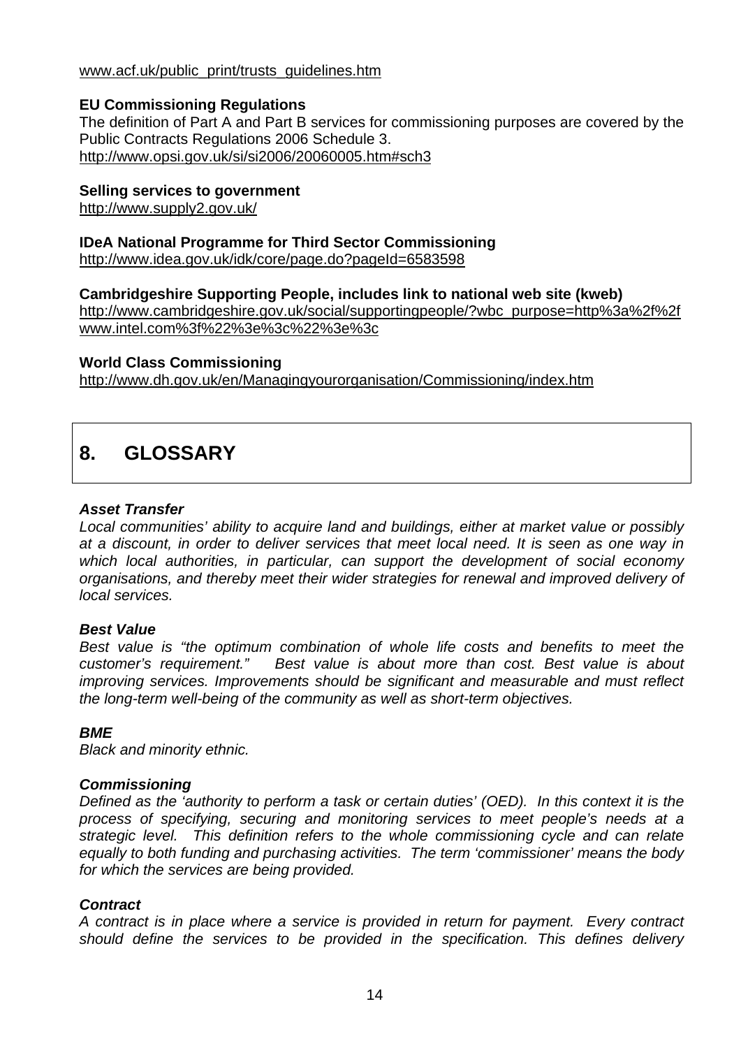www.acf.uk/public_print/trusts_guidelines.htm

**EU Commissioning Regulations**
The definition of Part A and Part B services for commissioning purposes are covered by the Public Contracts Regulations 2006 Schedule 3.
http://www.opsi.gov.uk/si/si2006/20060005.htm#sch3

**Selling services to government**
http://www.supply2.gov.uk/

**IDeA National Programme for Third Sector Commissioning**
http://www.idea.gov.uk/idk/core/page.do?pageId=6583598

**Cambridgeshire Supporting People, includes link to national web site (kweb)**
http://www.cambridgeshire.gov.uk/social/supportingpeople/?wbc_purpose=http%3a%2f%2fwww.intel.com%3f%22%3e%3c%22%3e%3c

**World Class Commissioning**
http://www.dh.gov.uk/en/Managingyourorganisation/Commissioning/index.htm

# 8. GLOSSARY

***Asset Transfer***
*Local communities' ability to acquire land and buildings, either at market value or possibly at a discount, in order to deliver services that meet local need. It is seen as one way in which local authorities, in particular, can support the development of social economy organisations, and thereby meet their wider strategies for renewal and improved delivery of local services.*

***Best Value***
*Best value is "the optimum combination of whole life costs and benefits to meet the customer's requirement." Best value is about more than cost. Best value is about improving services. Improvements should be significant and measurable and must reflect the long-term well-being of the community as well as short-term objectives.*

***BME***
*Black and minority ethnic.*

***Commissioning***
*Defined as the 'authority to perform a task or certain duties' (OED). In this context it is the process of specifying, securing and monitoring services to meet people's needs at a strategic level. This definition refers to the whole commissioning cycle and can relate equally to both funding and purchasing activities. The term 'commissioner' means the body for which the services are being provided.*

***Contract***
*A contract is in place where a service is provided in return for payment. Every contract should define the services to be provided in the specification. This defines delivery*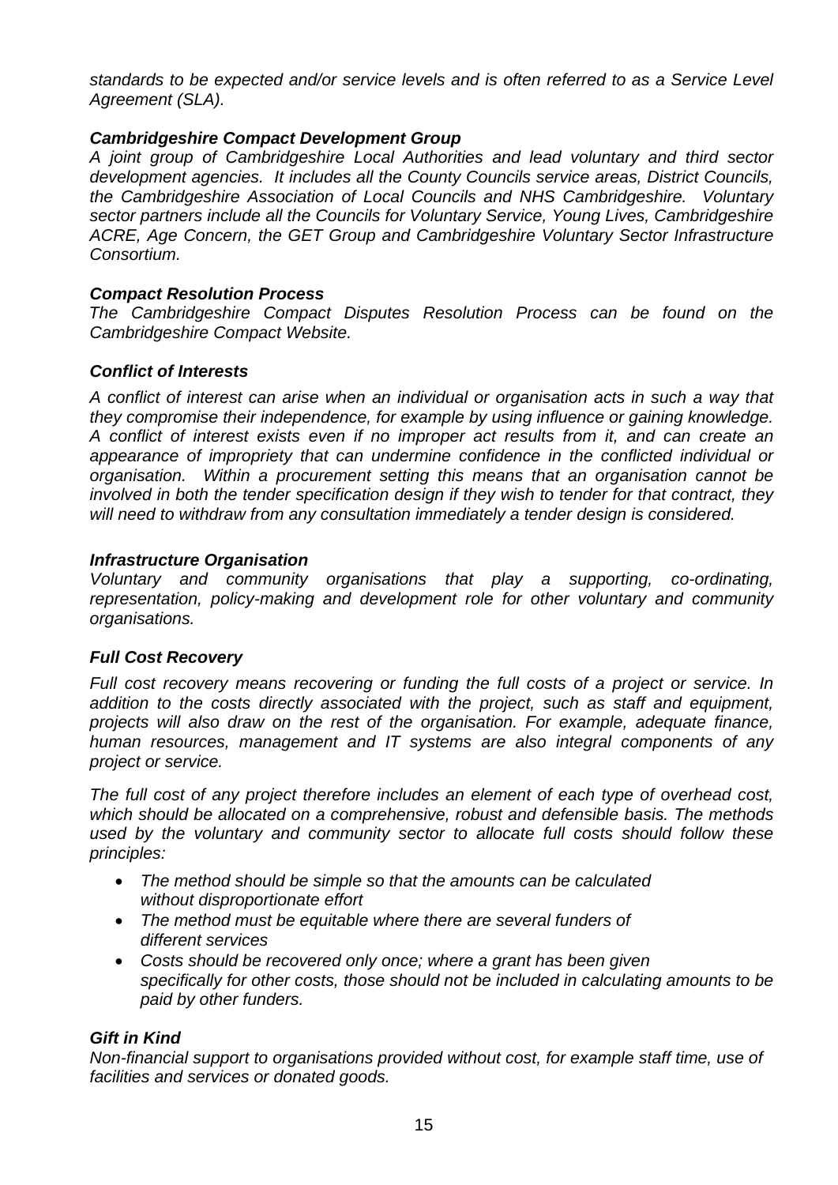*standards to be expected and/or service levels and is often referred to as a Service Level Agreement (SLA).*

### *Cambridgeshire Compact Development Group*

*A joint group of Cambridgeshire Local Authorities and lead voluntary and third sector development agencies. It includes all the County Councils service areas, District Councils, the Cambridgeshire Association of Local Councils and NHS Cambridgeshire. Voluntary sector partners include all the Councils for Voluntary Service, Young Lives, Cambridgeshire ACRE, Age Concern, the GET Group and Cambridgeshire Voluntary Sector Infrastructure Consortium.*

### *Compact Resolution Process*

*The Cambridgeshire Compact Disputes Resolution Process can be found on the Cambridgeshire Compact Website.*

### *Conflict of Interests*

*A conflict of interest can arise when an individual or organisation acts in such a way that they compromise their independence, for example by using influence or gaining knowledge. A conflict of interest exists even if no improper act results from it, and can create an appearance of impropriety that can undermine confidence in the conflicted individual or organisation. Within a procurement setting this means that an organisation cannot be involved in both the tender specification design if they wish to tender for that contract, they will need to withdraw from any consultation immediately a tender design is considered.*

### *Infrastructure Organisation*

*Voluntary and community organisations that play a supporting, co-ordinating, representation, policy-making and development role for other voluntary and community organisations.*

### *Full Cost Recovery*

*Full cost recovery means recovering or funding the full costs of a project or service. In addition to the costs directly associated with the project, such as staff and equipment, projects will also draw on the rest of the organisation. For example, adequate finance, human resources, management and IT systems are also integral components of any project or service.*

*The full cost of any project therefore includes an element of each type of overhead cost, which should be allocated on a comprehensive, robust and defensible basis. The methods used by the voluntary and community sector to allocate full costs should follow these principles:*

- *The method should be simple so that the amounts can be calculated without disproportionate effort*
- *The method must be equitable where there are several funders of different services*
- *Costs should be recovered only once; where a grant has been given specifically for other costs, those should not be included in calculating amounts to be paid by other funders.*

### *Gift in Kind*

*Non-financial support to organisations provided without cost, for example staff time, use of facilities and services or donated goods.*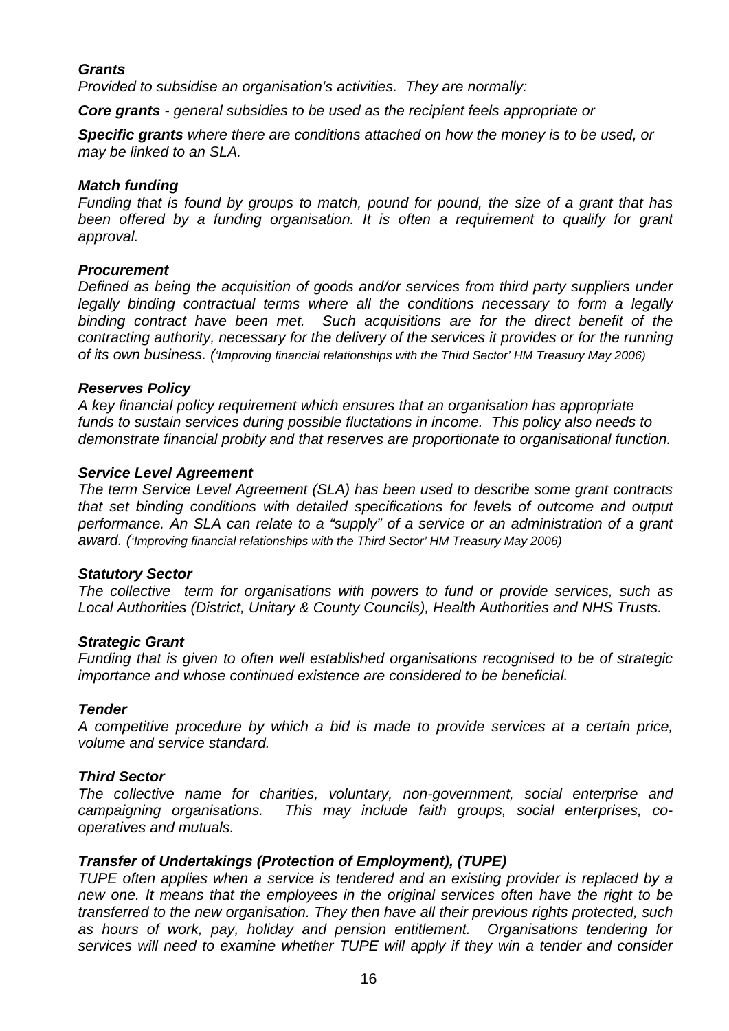***Grants***

*Provided to subsidise an organisation's activities. They are normally:*

***Core grants*** *- general subsidies to be used as the recipient feels appropriate or*

***Specific grants*** *where there are conditions attached on how the money is to be used, or may be linked to an SLA.*

***Match funding***

*Funding that is found by groups to match, pound for pound, the size of a grant that has been offered by a funding organisation. It is often a requirement to qualify for grant approval.*

***Procurement***

*Defined as being the acquisition of goods and/or services from third party suppliers under legally binding contractual terms where all the conditions necessary to form a legally binding contract have been met. Such acquisitions are for the direct benefit of the contracting authority, necessary for the delivery of the services it provides or for the running of its own business. ('Improving financial relationships with the Third Sector' HM Treasury May 2006)*

***Reserves Policy***

*A key financial policy requirement which ensures that an organisation has appropriate funds to sustain services during possible fluctations in income. This policy also needs to demonstrate financial probity and that reserves are proportionate to organisational function.*

***Service Level Agreement***

*The term Service Level Agreement (SLA) has been used to describe some grant contracts that set binding conditions with detailed specifications for levels of outcome and output performance. An SLA can relate to a "supply" of a service or an administration of a grant award. ('Improving financial relationships with the Third Sector' HM Treasury May 2006)*

***Statutory Sector***

*The collective term for organisations with powers to fund or provide services, such as Local Authorities (District, Unitary & County Councils), Health Authorities and NHS Trusts.*

***Strategic Grant***

*Funding that is given to often well established organisations recognised to be of strategic importance and whose continued existence are considered to be beneficial.*

***Tender***

*A competitive procedure by which a bid is made to provide services at a certain price, volume and service standard.*

***Third Sector***

*The collective name for charities, voluntary, non-government, social enterprise and campaigning organisations. This may include faith groups, social enterprises, co-operatives and mutuals.*

***Transfer of Undertakings (Protection of Employment), (TUPE)***

*TUPE often applies when a service is tendered and an existing provider is replaced by a new one. It means that the employees in the original services often have the right to be transferred to the new organisation. They then have all their previous rights protected, such as hours of work, pay, holiday and pension entitlement. Organisations tendering for services will need to examine whether TUPE will apply if they win a tender and consider*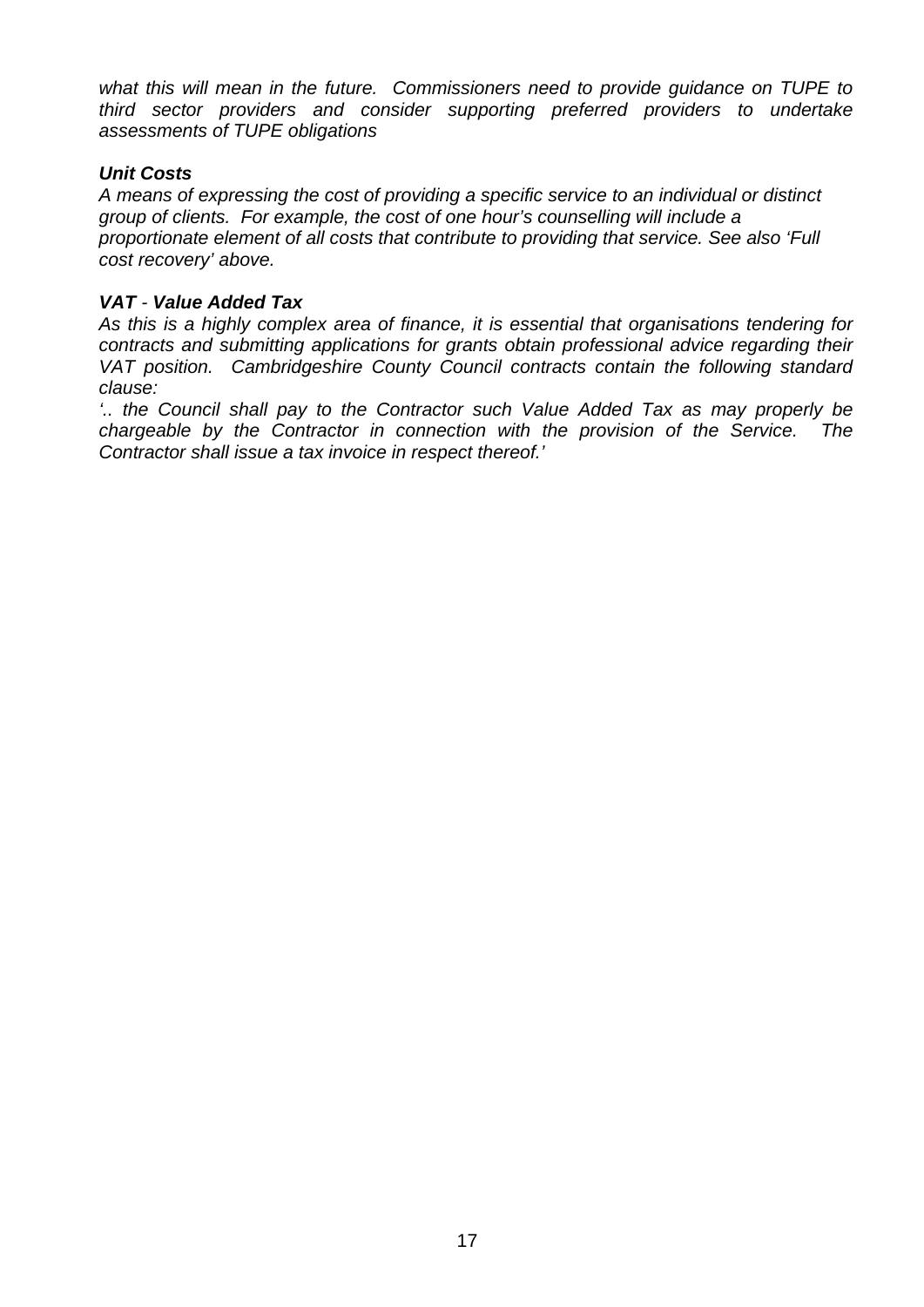*what this will mean in the future. Commissioners need to provide guidance on TUPE to third sector providers and consider supporting preferred providers to undertake assessments of TUPE obligations*

***Unit Costs***

*A means of expressing the cost of providing a specific service to an individual or distinct group of clients. For example, the cost of one hour's counselling will include a proportionate element of all costs that contribute to providing that service. See also 'Full cost recovery' above.*

***VAT** - **Value Added Tax***

*As this is a highly complex area of finance, it is essential that organisations tendering for contracts and submitting applications for grants obtain professional advice regarding their VAT position. Cambridgeshire County Council contracts contain the following standard clause:*

*'.. the Council shall pay to the Contractor such Value Added Tax as may properly be chargeable by the Contractor in connection with the provision of the Service. The Contractor shall issue a tax invoice in respect thereof.'*